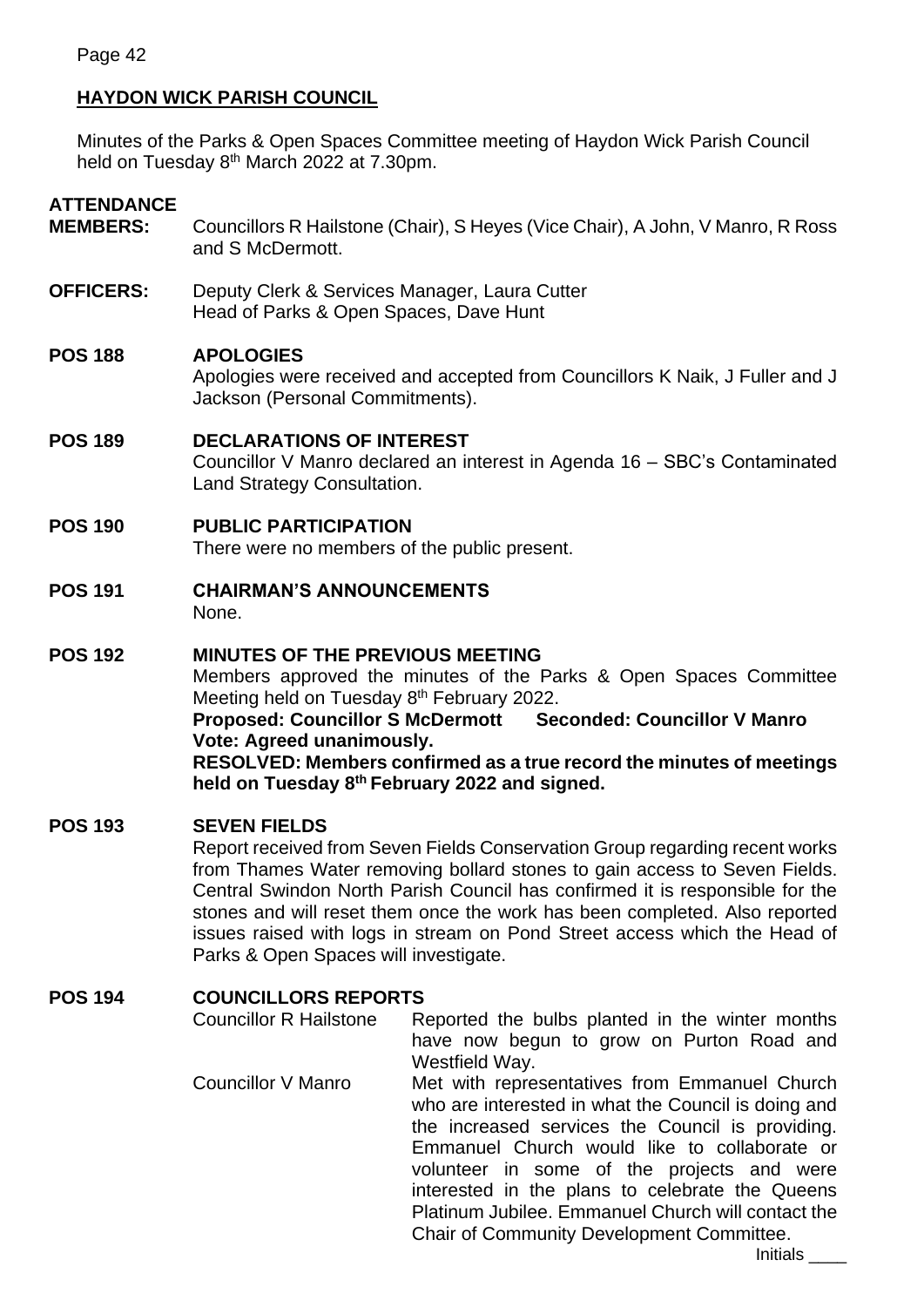## HAYDON WICK PARISH COUNCIL

Minutes of the Parks & Open Spaces Committee meeting of Haydon Wick Parish Council held on Tuesday 8th March 2022 at 7.30pm.

**ATTENDANCE**

**MEMBERS:** Councillors R Hailstone (Chair), S Heyes (Vice Chair), A John, V Manro, R Ross and S McDermott.

**OFFICERS:** Deputy Clerk & Services Manager, Laura Cutter
Head of Parks & Open Spaces, Dave Hunt

**POS 188 APOLOGIES**

Apologies were received and accepted from Councillors K Naik, J Fuller and J Jackson (Personal Commitments).

**POS 189 DECLARATIONS OF INTEREST**

Councillor V Manro declared an interest in Agenda 16 – SBC's Contaminated Land Strategy Consultation.

**POS 190 PUBLIC PARTICIPATION**

There were no members of the public present.

**POS 191 CHAIRMAN'S ANNOUNCEMENTS**

None.

**POS 192 MINUTES OF THE PREVIOUS MEETING**

Members approved the minutes of the Parks & Open Spaces Committee Meeting held on Tuesday 8th February 2022.

**Proposed: Councillor S McDermott Seconded: Councillor V Manro**
**Vote: Agreed unanimously.**
**RESOLVED: Members confirmed as a true record the minutes of meetings held on Tuesday 8th February 2022 and signed.**

**POS 193 SEVEN FIELDS**

Report received from Seven Fields Conservation Group regarding recent works from Thames Water removing bollard stones to gain access to Seven Fields. Central Swindon North Parish Council has confirmed it is responsible for the stones and will reset them once the work has been completed. Also reported issues raised with logs in stream on Pond Street access which the Head of Parks & Open Spaces will investigate.

**POS 194 COUNCILLORS REPORTS**

| | |
|---|---|
| Councillor R Hailstone | Reported the bulbs planted in the winter months have now begun to grow on Purton Road and Westfield Way. |
| Councillor V Manro | Met with representatives from Emmanuel Church who are interested in what the Council is doing and the increased services the Council is providing. Emmanuel Church would like to collaborate or volunteer in some of the projects and were interested in the plans to celebrate the Queens Platinum Jubilee. Emmanuel Church will contact the Chair of Community Development Committee. |

Initials ____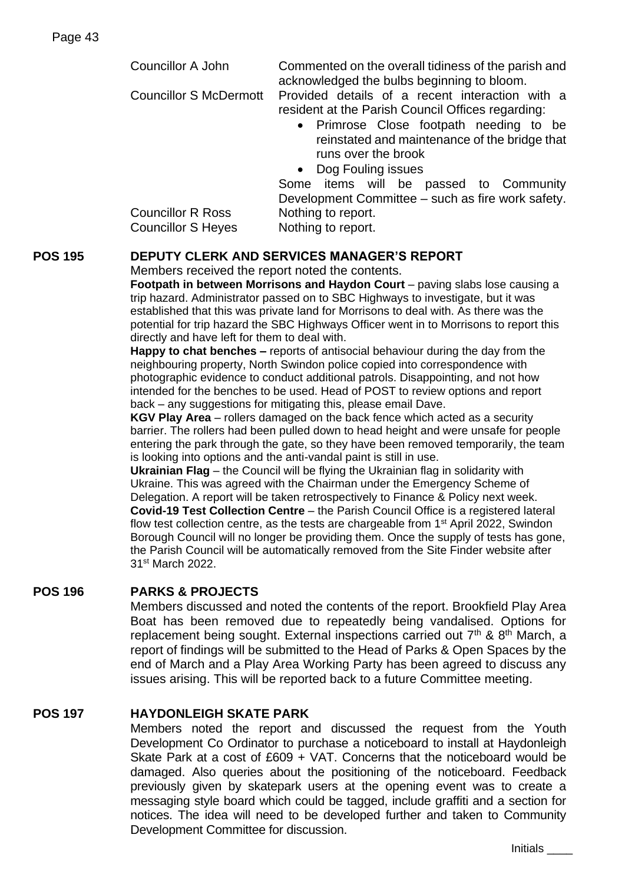| | |
|---|---|
| Councillor A John | Commented on the overall tidiness of the parish and acknowledged the bulbs beginning to bloom. |
| Councillor S McDermott | Provided details of a recent interaction with a resident at the Parish Council Offices regarding:<br>• Primrose Close footpath needing to be reinstated and maintenance of the bridge that runs over the brook<br>• Dog Fouling issues<br>Some items will be passed to Community Development Committee – such as fire work safety. |
| Councillor R Ross | Nothing to report. |
| Councillor S Heyes | Nothing to report. |

## POS 195 DEPUTY CLERK AND SERVICES MANAGER'S REPORT

Members received the report noted the contents.

**Footpath in between Morrisons and Haydon Court** – paving slabs lose causing a trip hazard. Administrator passed on to SBC Highways to investigate, but it was established that this was private land for Morrisons to deal with. As there was the potential for trip hazard the SBC Highways Officer went in to Morrisons to report this directly and have left for them to deal with.

**Happy to chat benches –** reports of antisocial behaviour during the day from the neighbouring property, North Swindon police copied into correspondence with photographic evidence to conduct additional patrols. Disappointing, and not how intended for the benches to be used. Head of POST to review options and report back – any suggestions for mitigating this, please email Dave.

**KGV Play Area** – rollers damaged on the back fence which acted as a security barrier. The rollers had been pulled down to head height and were unsafe for people entering the park through the gate, so they have been removed temporarily, the team is looking into options and the anti-vandal paint is still in use.

**Ukrainian Flag** – the Council will be flying the Ukrainian flag in solidarity with Ukraine. This was agreed with the Chairman under the Emergency Scheme of Delegation. A report will be taken retrospectively to Finance & Policy next week.

**Covid-19 Test Collection Centre** – the Parish Council Office is a registered lateral flow test collection centre, as the tests are chargeable from 1st April 2022, Swindon Borough Council will no longer be providing them. Once the supply of tests has gone, the Parish Council will be automatically removed from the Site Finder website after 31st March 2022.

## POS 196 PARKS & PROJECTS

Members discussed and noted the contents of the report. Brookfield Play Area Boat has been removed due to repeatedly being vandalised. Options for replacement being sought. External inspections carried out 7th & 8th March, a report of findings will be submitted to the Head of Parks & Open Spaces by the end of March and a Play Area Working Party has been agreed to discuss any issues arising. This will be reported back to a future Committee meeting.

## POS 197 HAYDONLEIGH SKATE PARK

Members noted the report and discussed the request from the Youth Development Co Ordinator to purchase a noticeboard to install at Haydonleigh Skate Park at a cost of £609 + VAT. Concerns that the noticeboard would be damaged. Also queries about the positioning of the noticeboard. Feedback previously given by skatepark users at the opening event was to create a messaging style board which could be tagged, include graffiti and a section for notices. The idea will need to be developed further and taken to Community Development Committee for discussion.

Initials ____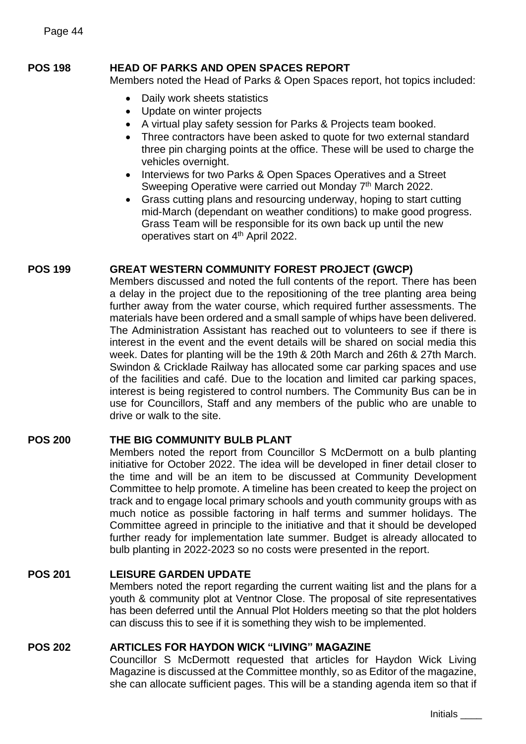## POS 198 HEAD OF PARKS AND OPEN SPACES REPORT

Members noted the Head of Parks & Open Spaces report, hot topics included:

- Daily work sheets statistics
- Update on winter projects
- A virtual play safety session for Parks & Projects team booked.
- Three contractors have been asked to quote for two external standard three pin charging points at the office. These will be used to charge the vehicles overnight.
- Interviews for two Parks & Open Spaces Operatives and a Street Sweeping Operative were carried out Monday 7th March 2022.
- Grass cutting plans and resourcing underway, hoping to start cutting mid-March (dependant on weather conditions) to make good progress. Grass Team will be responsible for its own back up until the new operatives start on 4th April 2022.

## POS 199 GREAT WESTERN COMMUNITY FOREST PROJECT (GWCP)

Members discussed and noted the full contents of the report. There has been a delay in the project due to the repositioning of the tree planting area being further away from the water course, which required further assessments. The materials have been ordered and a small sample of whips have been delivered. The Administration Assistant has reached out to volunteers to see if there is interest in the event and the event details will be shared on social media this week. Dates for planting will be the 19th & 20th March and 26th & 27th March. Swindon & Cricklade Railway has allocated some car parking spaces and use of the facilities and café. Due to the location and limited car parking spaces, interest is being registered to control numbers. The Community Bus can be in use for Councillors, Staff and any members of the public who are unable to drive or walk to the site.

## POS 200 THE BIG COMMUNITY BULB PLANT

Members noted the report from Councillor S McDermott on a bulb planting initiative for October 2022. The idea will be developed in finer detail closer to the time and will be an item to be discussed at Community Development Committee to help promote. A timeline has been created to keep the project on track and to engage local primary schools and youth community groups with as much notice as possible factoring in half terms and summer holidays. The Committee agreed in principle to the initiative and that it should be developed further ready for implementation late summer. Budget is already allocated to bulb planting in 2022-2023 so no costs were presented in the report.

## POS 201 LEISURE GARDEN UPDATE

Members noted the report regarding the current waiting list and the plans for a youth & community plot at Ventnor Close. The proposal of site representatives has been deferred until the Annual Plot Holders meeting so that the plot holders can discuss this to see if it is something they wish to be implemented.

## POS 202 ARTICLES FOR HAYDON WICK "LIVING" MAGAZINE

Councillor S McDermott requested that articles for Haydon Wick Living Magazine is discussed at the Committee monthly, so as Editor of the magazine, she can allocate sufficient pages. This will be a standing agenda item so that if

Initials ____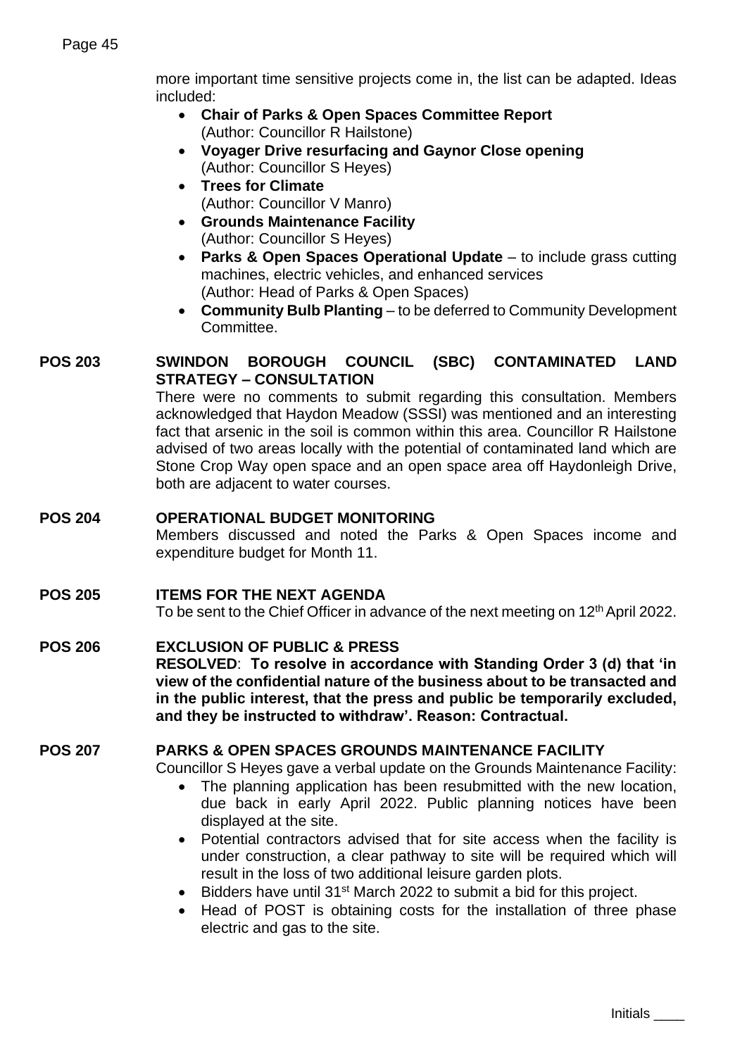more important time sensitive projects come in, the list can be adapted. Ideas included:

- **Chair of Parks & Open Spaces Committee Report** (Author: Councillor R Hailstone)
- **Voyager Drive resurfacing and Gaynor Close opening** (Author: Councillor S Heyes)
- **Trees for Climate** (Author: Councillor V Manro)
- **Grounds Maintenance Facility** (Author: Councillor S Heyes)
- **Parks & Open Spaces Operational Update** – to include grass cutting machines, electric vehicles, and enhanced services (Author: Head of Parks & Open Spaces)
- **Community Bulb Planting** – to be deferred to Community Development Committee.

**POS 203 SWINDON BOROUGH COUNCIL (SBC) CONTAMINATED LAND STRATEGY – CONSULTATION**

There were no comments to submit regarding this consultation. Members acknowledged that Haydon Meadow (SSSI) was mentioned and an interesting fact that arsenic in the soil is common within this area. Councillor R Hailstone advised of two areas locally with the potential of contaminated land which are Stone Crop Way open space and an open space area off Haydonleigh Drive, both are adjacent to water courses.

**POS 204 OPERATIONAL BUDGET MONITORING**

Members discussed and noted the Parks & Open Spaces income and expenditure budget for Month 11.

**POS 205 ITEMS FOR THE NEXT AGENDA**

To be sent to the Chief Officer in advance of the next meeting on 12th April 2022.

**POS 206 EXCLUSION OF PUBLIC & PRESS**

**RESOLVED**: **To resolve in accordance with Standing Order 3 (d) that 'in view of the confidential nature of the business about to be transacted and in the public interest, that the press and public be temporarily excluded, and they be instructed to withdraw'. Reason: Contractual.**

**POS 207 PARKS & OPEN SPACES GROUNDS MAINTENANCE FACILITY**

Councillor S Heyes gave a verbal update on the Grounds Maintenance Facility:

- The planning application has been resubmitted with the new location, due back in early April 2022. Public planning notices have been displayed at the site.
- Potential contractors advised that for site access when the facility is under construction, a clear pathway to site will be required which will result in the loss of two additional leisure garden plots.
- Bidders have until 31st March 2022 to submit a bid for this project.
- Head of POST is obtaining costs for the installation of three phase electric and gas to the site.

Initials ____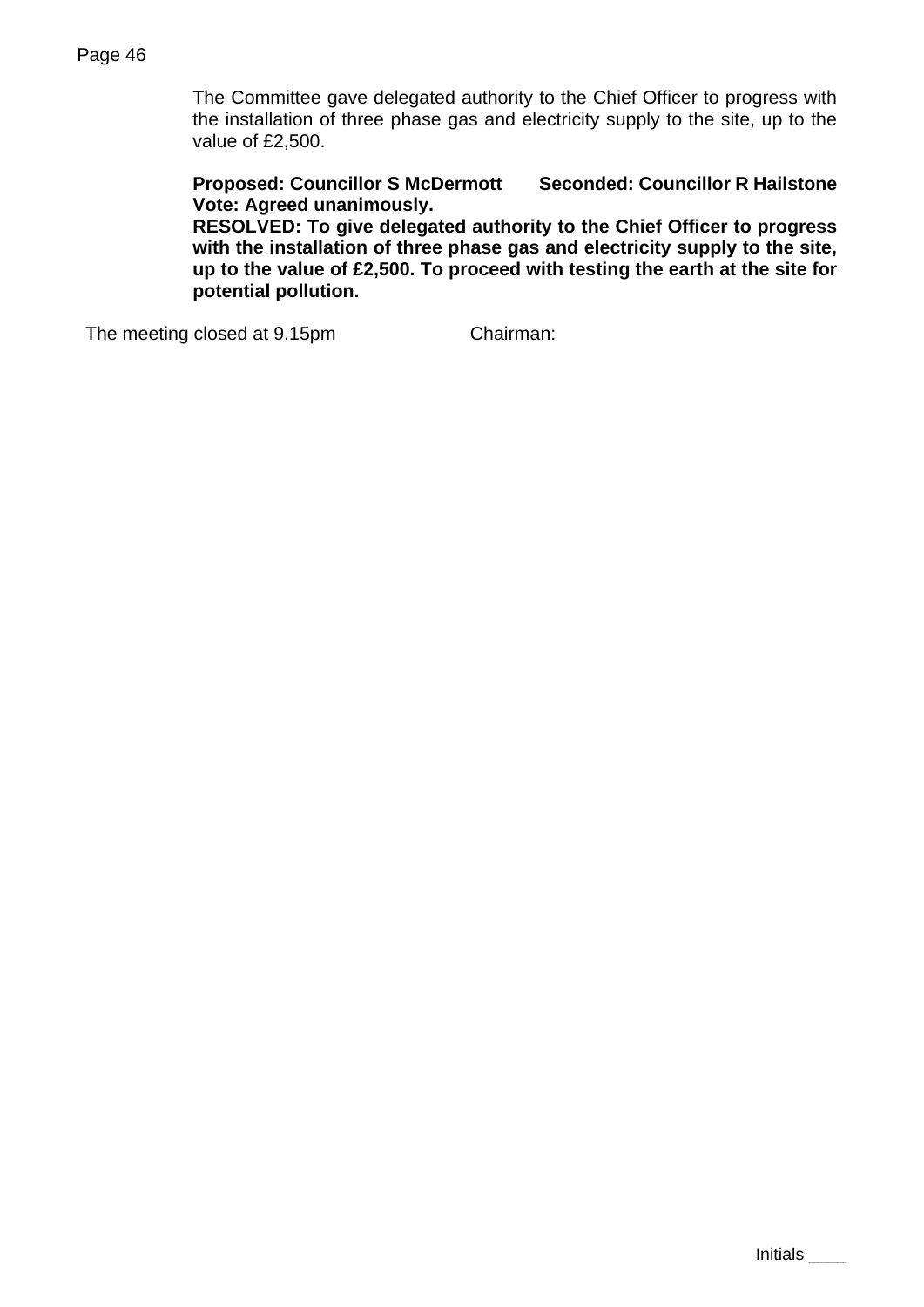The Committee gave delegated authority to the Chief Officer to progress with the installation of three phase gas and electricity supply to the site, up to the value of £2,500.

**Proposed: Councillor S McDermott Seconded: Councillor R Hailstone**
**Vote: Agreed unanimously.**
**RESOLVED: To give delegated authority to the Chief Officer to progress with the installation of three phase gas and electricity supply to the site, up to the value of £2,500. To proceed with testing the earth at the site for potential pollution.**

The meeting closed at 9.15pm Chairman:

Initials ____